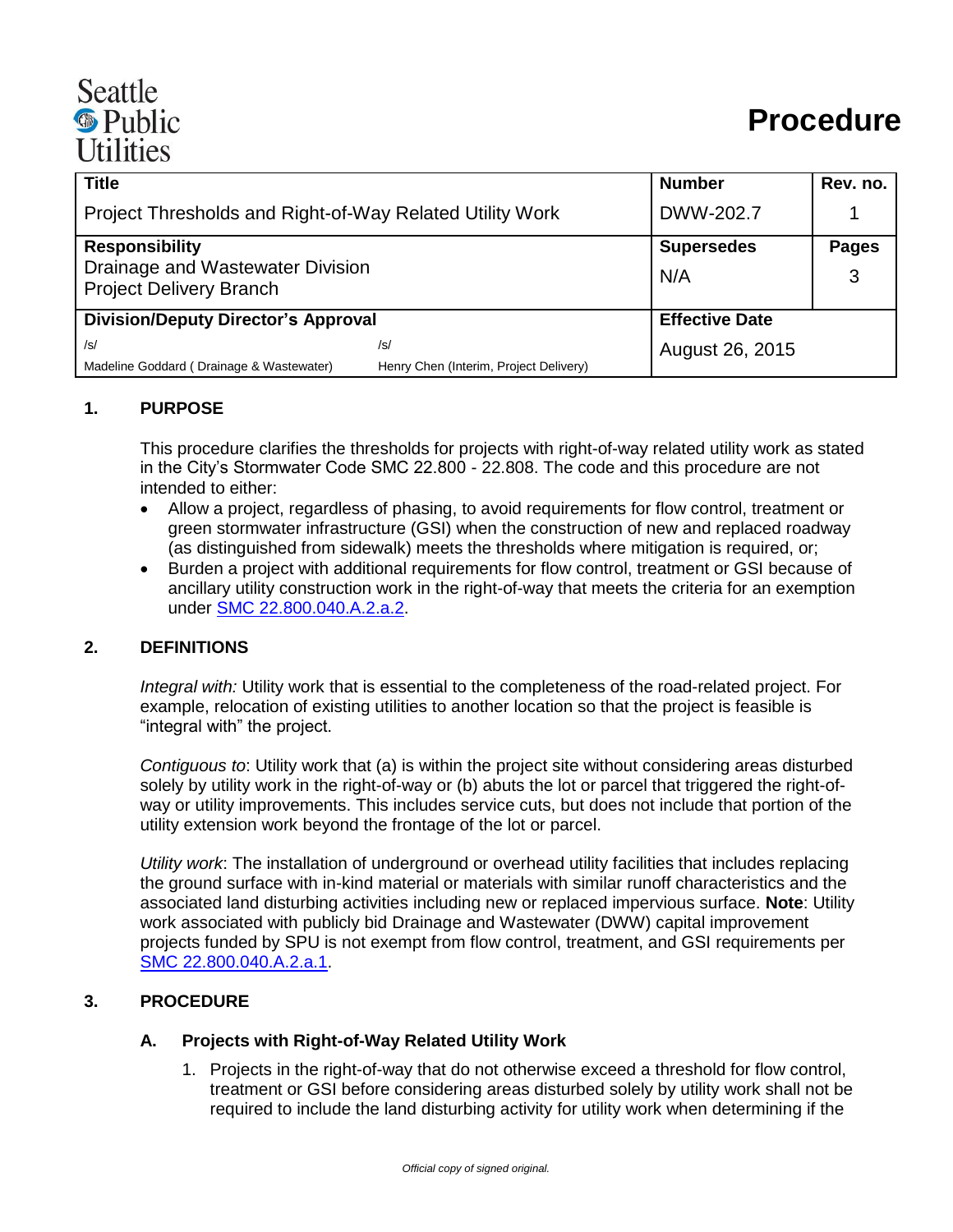Seattle Public Utilities

# Procedure

| Title | | Number | Rev. no. |
|---|---|---|---|
| Project Thresholds and Right-of-Way Related Utility Work | | DWW-202.7 | 1 |
| **Responsibility** Drainage and Wastewater Division Project Delivery Branch | | **Supersedes** N/A | **Pages** 3 |
| **Division/Deputy Director's Approval** | | **Effective Date** | |
| /s/ Madeline Goddard ( Drainage & Wastewater) | /s/ Henry Chen (Interim, Project Delivery) | August 26, 2015 | |

## 1. PURPOSE

This procedure clarifies the thresholds for projects with right-of-way related utility work as stated in the City's Stormwater Code SMC 22.800 - 22.808. The code and this procedure are not intended to either:

- Allow a project, regardless of phasing, to avoid requirements for flow control, treatment or green stormwater infrastructure (GSI) when the construction of new and replaced roadway (as distinguished from sidewalk) meets the thresholds where mitigation is required, or;
- Burden a project with additional requirements for flow control, treatment or GSI because of ancillary utility construction work in the right-of-way that meets the criteria for an exemption under SMC 22.800.040.A.2.a.2.

## 2. DEFINITIONS

*Integral with:* Utility work that is essential to the completeness of the road-related project. For example, relocation of existing utilities to another location so that the project is feasible is "integral with" the project.

*Contiguous to*: Utility work that (a) is within the project site without considering areas disturbed solely by utility work in the right-of-way or (b) abuts the lot or parcel that triggered the right-of-way or utility improvements. This includes service cuts, but does not include that portion of the utility extension work beyond the frontage of the lot or parcel.

*Utility work*: The installation of underground or overhead utility facilities that includes replacing the ground surface with in-kind material or materials with similar runoff characteristics and the associated land disturbing activities including new or replaced impervious surface. **Note**: Utility work associated with publicly bid Drainage and Wastewater (DWW) capital improvement projects funded by SPU is not exempt from flow control, treatment, and GSI requirements per SMC 22.800.040.A.2.a.1.

## 3. PROCEDURE

### A. Projects with Right-of-Way Related Utility Work

1. Projects in the right-of-way that do not otherwise exceed a threshold for flow control, treatment or GSI before considering areas disturbed solely by utility work shall not be required to include the land disturbing activity for utility work when determining if the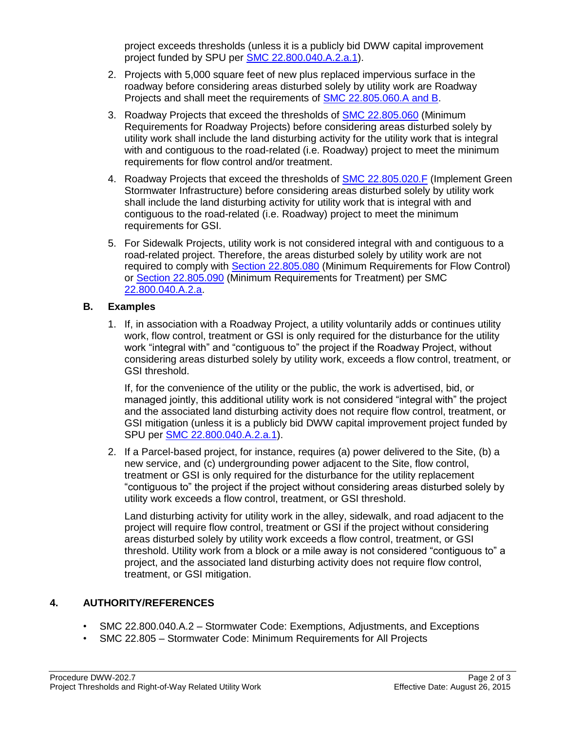project exceeds thresholds (unless it is a publicly bid DWW capital improvement project funded by SPU per SMC 22.800.040.A.2.a.1).

2. Projects with 5,000 square feet of new plus replaced impervious surface in the roadway before considering areas disturbed solely by utility work are Roadway Projects and shall meet the requirements of SMC 22.805.060.A and B.
3. Roadway Projects that exceed the thresholds of SMC 22.805.060 (Minimum Requirements for Roadway Projects) before considering areas disturbed solely by utility work shall include the land disturbing activity for the utility work that is integral with and contiguous to the road-related (i.e. Roadway) project to meet the minimum requirements for flow control and/or treatment.
4. Roadway Projects that exceed the thresholds of SMC 22.805.020.F (Implement Green Stormwater Infrastructure) before considering areas disturbed solely by utility work shall include the land disturbing activity for utility work that is integral with and contiguous to the road-related (i.e. Roadway) project to meet the minimum requirements for GSI.
5. For Sidewalk Projects, utility work is not considered integral with and contiguous to a road-related project. Therefore, the areas disturbed solely by utility work are not required to comply with Section 22.805.080 (Minimum Requirements for Flow Control) or Section 22.805.090 (Minimum Requirements for Treatment) per SMC 22.800.040.A.2.a.

### B. Examples

1. If, in association with a Roadway Project, a utility voluntarily adds or continues utility work, flow control, treatment or GSI is only required for the disturbance for the utility work "integral with" and "contiguous to" the project if the Roadway Project, without considering areas disturbed solely by utility work, exceeds a flow control, treatment, or GSI threshold.

   If, for the convenience of the utility or the public, the work is advertised, bid, or managed jointly, this additional utility work is not considered "integral with" the project and the associated land disturbing activity does not require flow control, treatment, or GSI mitigation (unless it is a publicly bid DWW capital improvement project funded by SPU per SMC 22.800.040.A.2.a.1).

2. If a Parcel-based project, for instance, requires (a) power delivered to the Site, (b) a new service, and (c) undergrounding power adjacent to the Site, flow control, treatment or GSI is only required for the disturbance for the utility replacement "contiguous to" the project if the project without considering areas disturbed solely by utility work exceeds a flow control, treatment, or GSI threshold.

   Land disturbing activity for utility work in the alley, sidewalk, and road adjacent to the project will require flow control, treatment or GSI if the project without considering areas disturbed solely by utility work exceeds a flow control, treatment, or GSI threshold. Utility work from a block or a mile away is not considered "contiguous to" a project, and the associated land disturbing activity does not require flow control, treatment, or GSI mitigation.

## 4. AUTHORITY/REFERENCES

- SMC 22.800.040.A.2 – Stormwater Code: Exemptions, Adjustments, and Exceptions
- SMC 22.805 – Stormwater Code: Minimum Requirements for All Projects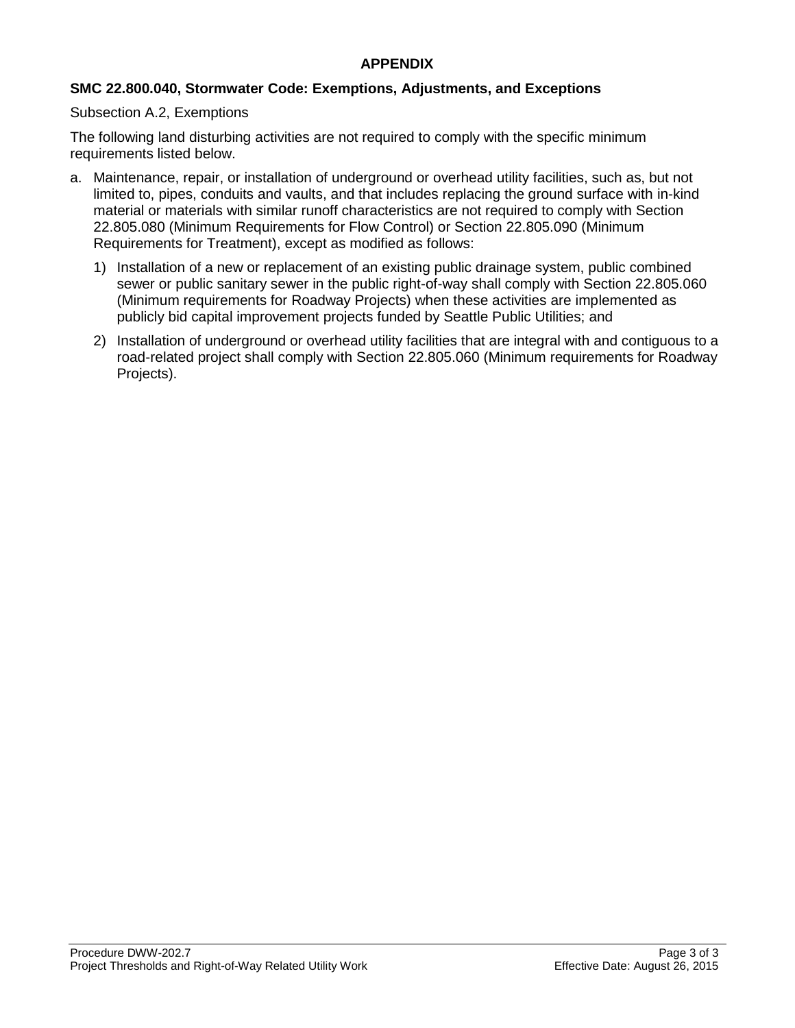# APPENDIX

## SMC 22.800.040, Stormwater Code: Exemptions, Adjustments, and Exceptions

Subsection A.2, Exemptions

The following land disturbing activities are not required to comply with the specific minimum requirements listed below.

a. Maintenance, repair, or installation of underground or overhead utility facilities, such as, but not limited to, pipes, conduits and vaults, and that includes replacing the ground surface with in-kind material or materials with similar runoff characteristics are not required to comply with Section 22.805.080 (Minimum Requirements for Flow Control) or Section 22.805.090 (Minimum Requirements for Treatment), except as modified as follows:

   1) Installation of a new or replacement of an existing public drainage system, public combined sewer or public sanitary sewer in the public right-of-way shall comply with Section 22.805.060 (Minimum requirements for Roadway Projects) when these activities are implemented as publicly bid capital improvement projects funded by Seattle Public Utilities; and

   2) Installation of underground or overhead utility facilities that are integral with and contiguous to a road-related project shall comply with Section 22.805.060 (Minimum requirements for Roadway Projects).